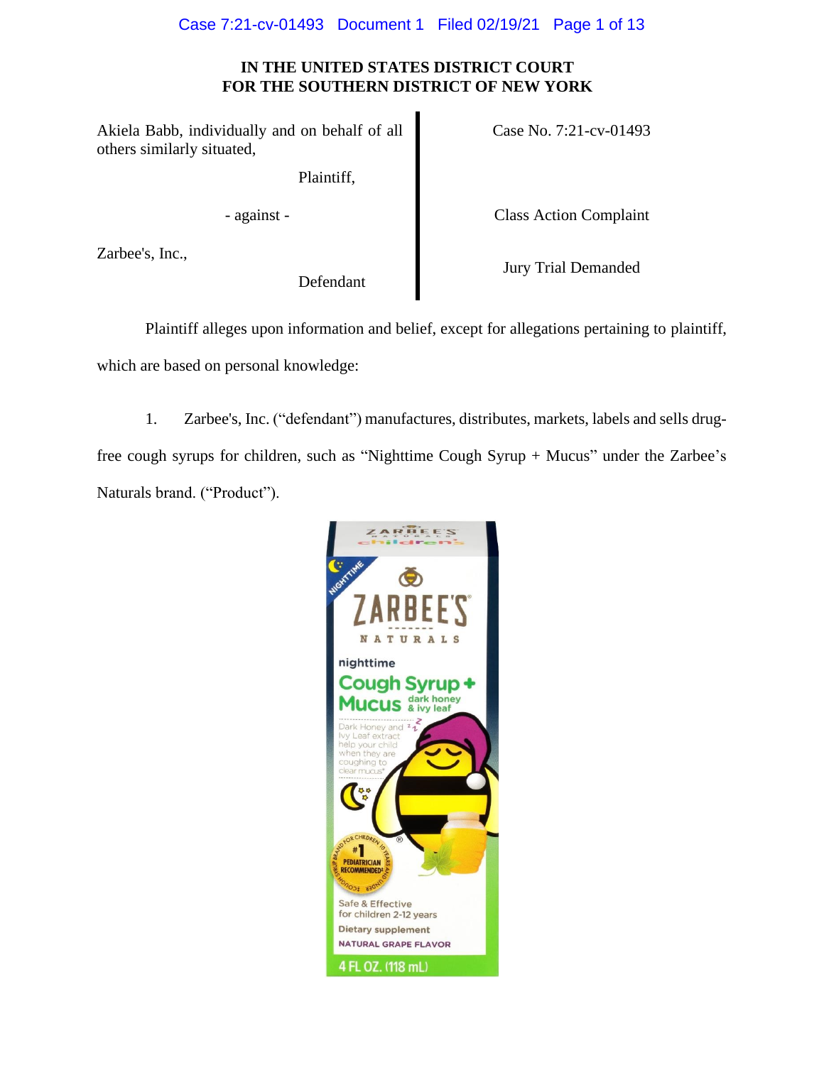# IN THE UNITED STATES DISTRICT COURT FOR THE SOUTHERN DISTRICT OF NEW YORK

Akiela Babb, individually and on behalf of all others similarly situated,

Plaintiff,

- against -

Zarbee's, Inc.,

Defendant

Case No. 7:21-cv-01493

Class Action Complaint

Jury Trial Demanded

Plaintiff alleges upon information and belief, except for allegations pertaining to plaintiff, which are based on personal knowledge:

1. Zarbee's, Inc. ("defendant") manufactures, distributes, markets, labels and sells drug-free cough syrups for children, such as "Nighttime Cough Syrup + Mucus" under the Zarbee's Naturals brand. ("Product").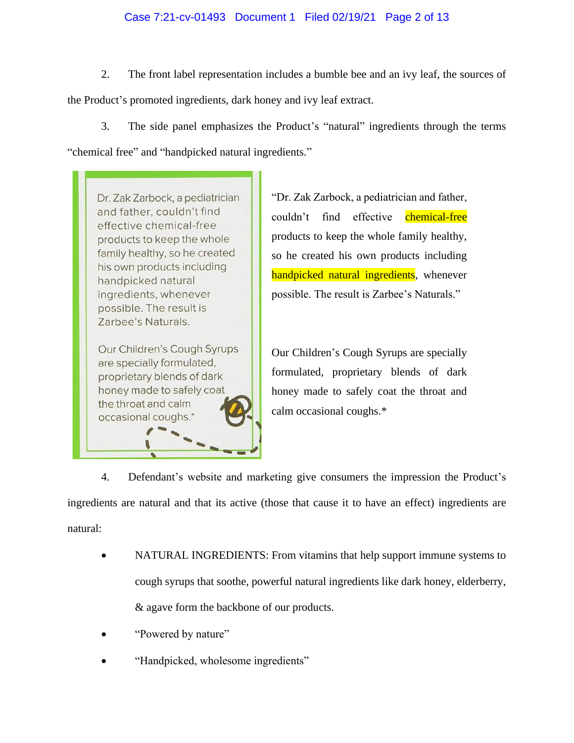2. The front label representation includes a bumble bee and an ivy leaf, the sources of the Product's promoted ingredients, dark honey and ivy leaf extract.

3. The side panel emphasizes the Product's "natural" ingredients through the terms "chemical free" and "handpicked natural ingredients."

"Dr. Zak Zarbock, a pediatrician and father, couldn't find effective chemical-free products to keep the whole family healthy, so he created his own products including handpicked natural ingredients, whenever possible. The result is Zarbee's Naturals."

Our Children's Cough Syrups are specially formulated, proprietary blends of dark honey made to safely coat the throat and calm occasional coughs.*

4. Defendant's website and marketing give consumers the impression the Product's ingredients are natural and that its active (those that cause it to have an effect) ingredients are natural:

- NATURAL INGREDIENTS: From vitamins that help support immune systems to cough syrups that soothe, powerful natural ingredients like dark honey, elderberry, & agave form the backbone of our products.
- "Powered by nature"
- "Handpicked, wholesome ingredients"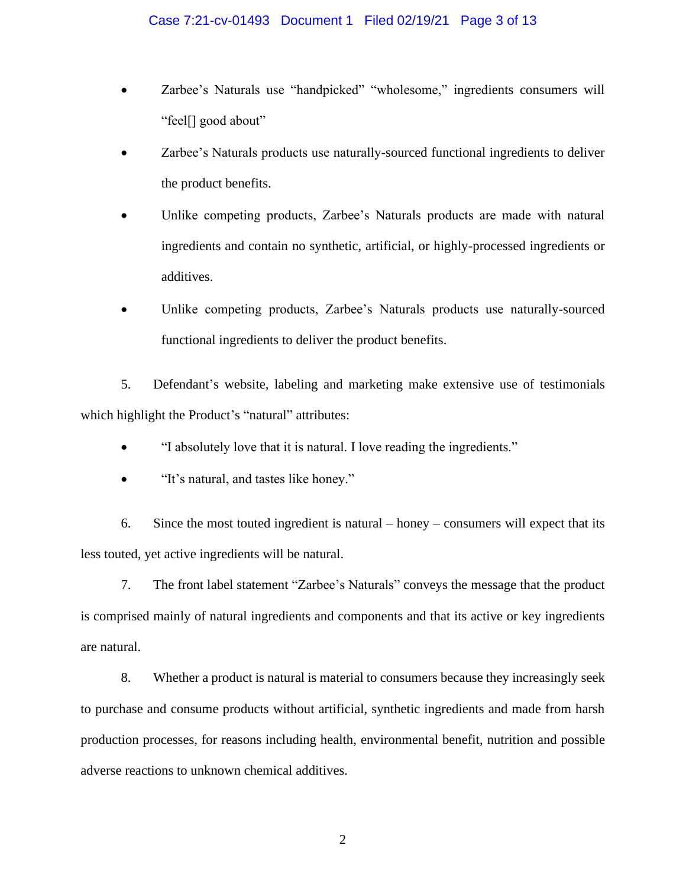- Zarbee's Naturals use "handpicked" "wholesome," ingredients consumers will "feel[] good about"
- Zarbee's Naturals products use naturally-sourced functional ingredients to deliver the product benefits.
- Unlike competing products, Zarbee's Naturals products are made with natural ingredients and contain no synthetic, artificial, or highly-processed ingredients or additives.
- Unlike competing products, Zarbee's Naturals products use naturally-sourced functional ingredients to deliver the product benefits.

5. Defendant's website, labeling and marketing make extensive use of testimonials which highlight the Product's "natural" attributes:

- "I absolutely love that it is natural. I love reading the ingredients."
- "It's natural, and tastes like honey."

6. Since the most touted ingredient is natural – honey – consumers will expect that its less touted, yet active ingredients will be natural.

7. The front label statement "Zarbee's Naturals" conveys the message that the product is comprised mainly of natural ingredients and components and that its active or key ingredients are natural.

8. Whether a product is natural is material to consumers because they increasingly seek to purchase and consume products without artificial, synthetic ingredients and made from harsh production processes, for reasons including health, environmental benefit, nutrition and possible adverse reactions to unknown chemical additives.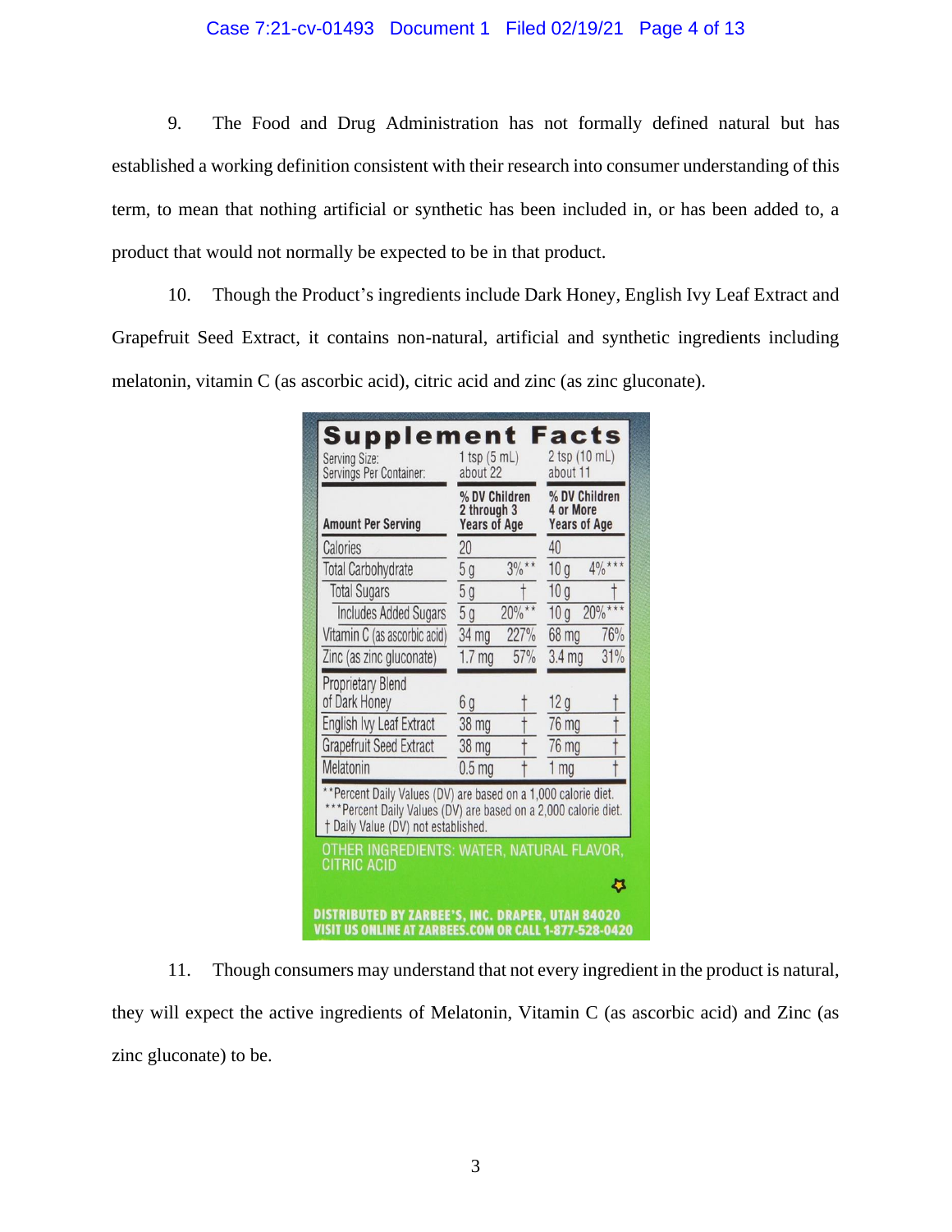9. The Food and Drug Administration has not formally defined natural but has established a working definition consistent with their research into consumer understanding of this term, to mean that nothing artificial or synthetic has been included in, or has been added to, a product that would not normally be expected to be in that product.

10. Though the Product's ingredients include Dark Honey, English Ivy Leaf Extract and Grapefruit Seed Extract, it contains non-natural, artificial and synthetic ingredients including melatonin, vitamin C (as ascorbic acid), citric acid and zinc (as zinc gluconate).

**Supplement Facts**

| Serving Size: / Servings Per Container: | 1 tsp (5 mL) / about 22 | | 2 tsp (10 mL) / about 11 | |
|---|---|---|---|---|
| **Amount Per Serving** | **% DV Children 2 through 3 Years of Age** | | **% DV Children 4 or More Years of Age** | |
| Calories | 20 | | 40 | |
| Total Carbohydrate | 5 g | 3%** | 10 g | 4%*** |
| Total Sugars | 5 g | † | 10 g | † |
| Includes Added Sugars | 5 g | 20%** | 10 g | 20%*** |
| Vitamin C (as ascorbic acid) | 34 mg | 227% | 68 mg | 76% |
| Zinc (as zinc gluconate) | 1.7 mg | 57% | 3.4 mg | 31% |
| Proprietary Blend of Dark Honey | 6 g | † | 12 g | † |
| English Ivy Leaf Extract | 38 mg | † | 76 mg | † |
| Grapefruit Seed Extract | 38 mg | † | 76 mg | † |
| Melatonin | 0.5 mg | † | 1 mg | † |

**Percent Daily Values (DV) are based on a 1,000 calorie diet.
***Percent Daily Values (DV) are based on a 2,000 calorie diet.
† Daily Value (DV) not established.

OTHER INGREDIENTS: WATER, NATURAL FLAVOR, CITRIC ACID

DISTRIBUTED BY ZARBEE'S, INC. DRAPER, UTAH 84020
VISIT US ONLINE AT ZARBEES.COM OR CALL 1-877-528-0420

11. Though consumers may understand that not every ingredient in the product is natural, they will expect the active ingredients of Melatonin, Vitamin C (as ascorbic acid) and Zinc (as zinc gluconate) to be.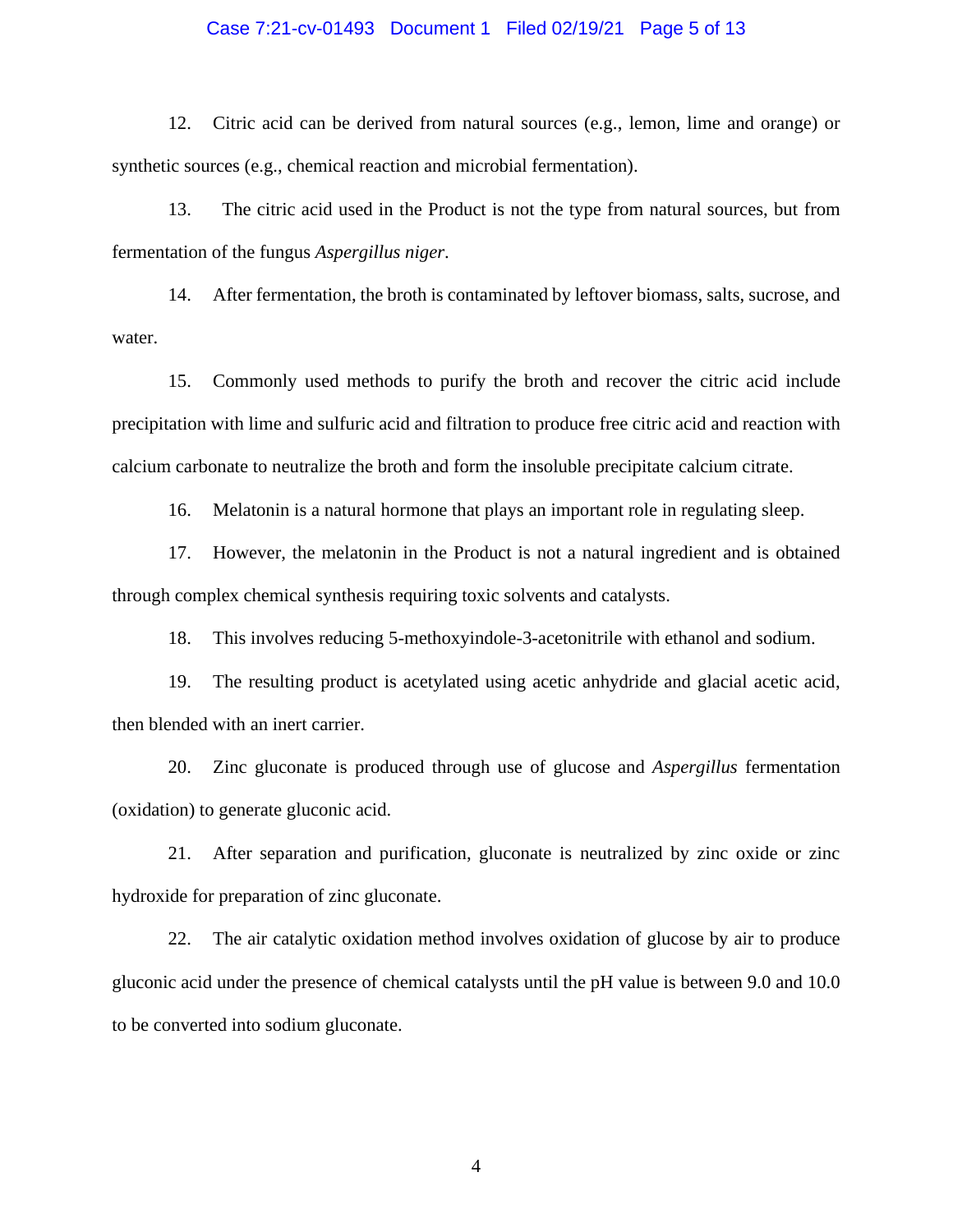12. Citric acid can be derived from natural sources (e.g., lemon, lime and orange) or synthetic sources (e.g., chemical reaction and microbial fermentation).

13. The citric acid used in the Product is not the type from natural sources, but from fermentation of the fungus *Aspergillus niger*.

14. After fermentation, the broth is contaminated by leftover biomass, salts, sucrose, and water.

15. Commonly used methods to purify the broth and recover the citric acid include precipitation with lime and sulfuric acid and filtration to produce free citric acid and reaction with calcium carbonate to neutralize the broth and form the insoluble precipitate calcium citrate.

16. Melatonin is a natural hormone that plays an important role in regulating sleep.

17. However, the melatonin in the Product is not a natural ingredient and is obtained through complex chemical synthesis requiring toxic solvents and catalysts.

18. This involves reducing 5-methoxyindole-3-acetonitrile with ethanol and sodium.

19. The resulting product is acetylated using acetic anhydride and glacial acetic acid, then blended with an inert carrier.

20. Zinc gluconate is produced through use of glucose and *Aspergillus* fermentation (oxidation) to generate gluconic acid.

21. After separation and purification, gluconate is neutralized by zinc oxide or zinc hydroxide for preparation of zinc gluconate.

22. The air catalytic oxidation method involves oxidation of glucose by air to produce gluconic acid under the presence of chemical catalysts until the pH value is between 9.0 and 10.0 to be converted into sodium gluconate.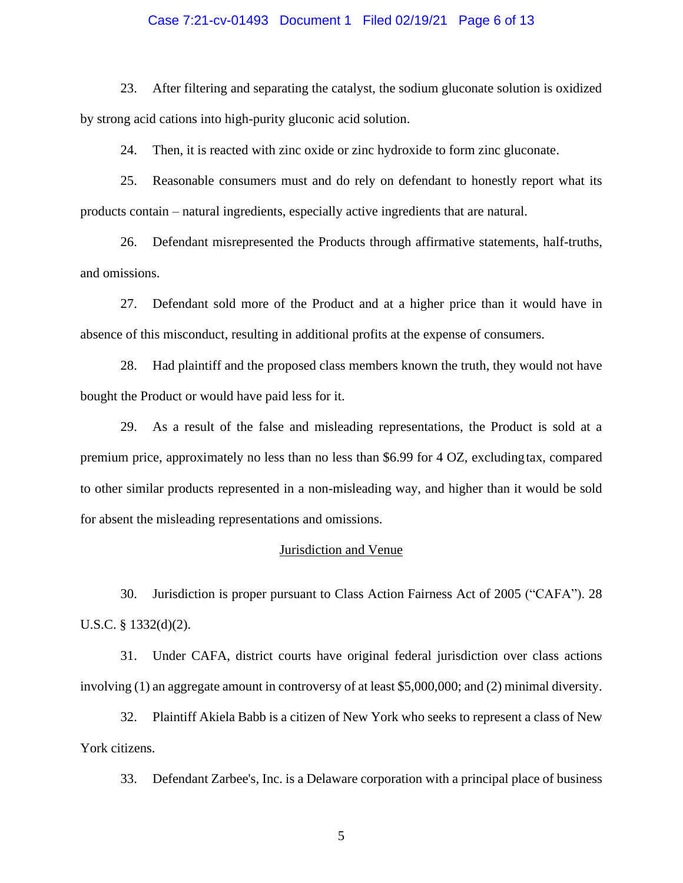23. After filtering and separating the catalyst, the sodium gluconate solution is oxidized by strong acid cations into high-purity gluconic acid solution.

24. Then, it is reacted with zinc oxide or zinc hydroxide to form zinc gluconate.

25. Reasonable consumers must and do rely on defendant to honestly report what its products contain – natural ingredients, especially active ingredients that are natural.

26. Defendant misrepresented the Products through affirmative statements, half-truths, and omissions.

27. Defendant sold more of the Product and at a higher price than it would have in absence of this misconduct, resulting in additional profits at the expense of consumers.

28. Had plaintiff and the proposed class members known the truth, they would not have bought the Product or would have paid less for it.

29. As a result of the false and misleading representations, the Product is sold at a premium price, approximately no less than no less than $6.99 for 4 OZ, excluding tax, compared to other similar products represented in a non-misleading way, and higher than it would be sold for absent the misleading representations and omissions.

## Jurisdiction and Venue

30. Jurisdiction is proper pursuant to Class Action Fairness Act of 2005 ("CAFA"). 28 U.S.C. § 1332(d)(2).

31. Under CAFA, district courts have original federal jurisdiction over class actions involving (1) an aggregate amount in controversy of at least $5,000,000; and (2) minimal diversity.

32. Plaintiff Akiela Babb is a citizen of New York who seeks to represent a class of New York citizens.

33. Defendant Zarbee's, Inc. is a Delaware corporation with a principal place of business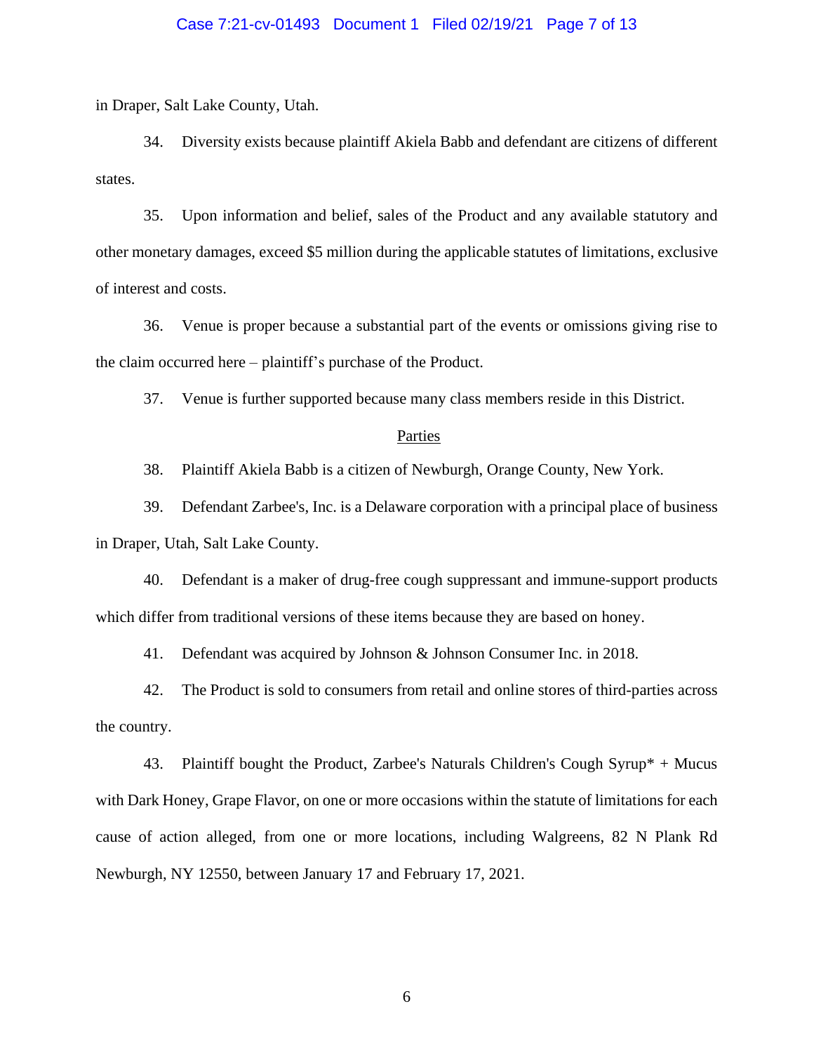in Draper, Salt Lake County, Utah.

34. Diversity exists because plaintiff Akiela Babb and defendant are citizens of different states.

35. Upon information and belief, sales of the Product and any available statutory and other monetary damages, exceed $5 million during the applicable statutes of limitations, exclusive of interest and costs.

36. Venue is proper because a substantial part of the events or omissions giving rise to the claim occurred here – plaintiff's purchase of the Product.

37. Venue is further supported because many class members reside in this District.

<u>Parties</u>

38. Plaintiff Akiela Babb is a citizen of Newburgh, Orange County, New York.

39. Defendant Zarbee's, Inc. is a Delaware corporation with a principal place of business in Draper, Utah, Salt Lake County.

40. Defendant is a maker of drug-free cough suppressant and immune-support products which differ from traditional versions of these items because they are based on honey.

41. Defendant was acquired by Johnson & Johnson Consumer Inc. in 2018.

42. The Product is sold to consumers from retail and online stores of third-parties across the country.

43. Plaintiff bought the Product, Zarbee's Naturals Children's Cough Syrup* + Mucus with Dark Honey, Grape Flavor, on one or more occasions within the statute of limitations for each cause of action alleged, from one or more locations, including Walgreens, 82 N Plank Rd Newburgh, NY 12550, between January 17 and February 17, 2021.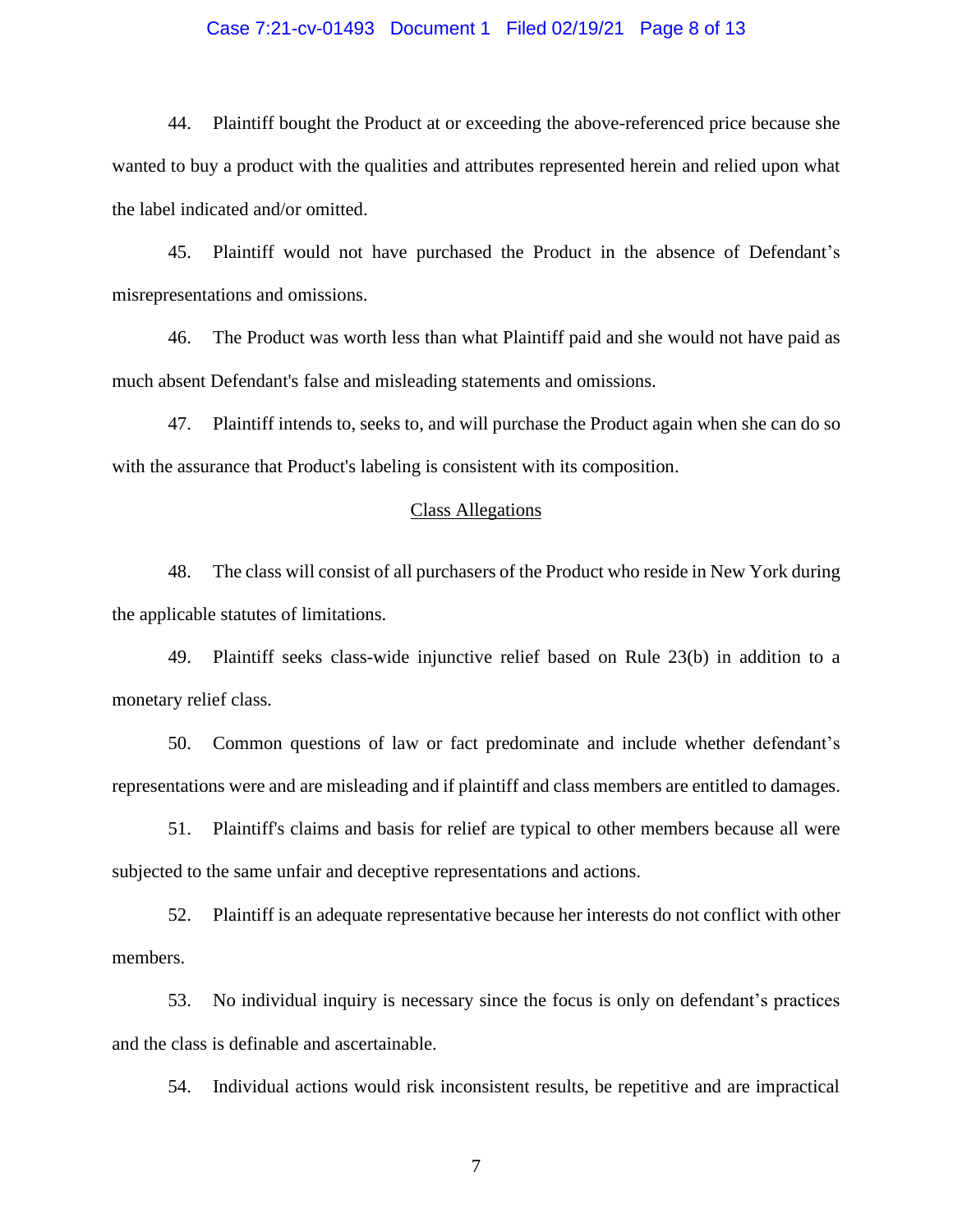44. Plaintiff bought the Product at or exceeding the above-referenced price because she wanted to buy a product with the qualities and attributes represented herein and relied upon what the label indicated and/or omitted.

45. Plaintiff would not have purchased the Product in the absence of Defendant's misrepresentations and omissions.

46. The Product was worth less than what Plaintiff paid and she would not have paid as much absent Defendant's false and misleading statements and omissions.

47. Plaintiff intends to, seeks to, and will purchase the Product again when she can do so with the assurance that Product's labeling is consistent with its composition.

## Class Allegations

48. The class will consist of all purchasers of the Product who reside in New York during the applicable statutes of limitations.

49. Plaintiff seeks class-wide injunctive relief based on Rule 23(b) in addition to a monetary relief class.

50. Common questions of law or fact predominate and include whether defendant's representations were and are misleading and if plaintiff and class members are entitled to damages.

51. Plaintiff's claims and basis for relief are typical to other members because all were subjected to the same unfair and deceptive representations and actions.

52. Plaintiff is an adequate representative because her interests do not conflict with other members.

53. No individual inquiry is necessary since the focus is only on defendant's practices and the class is definable and ascertainable.

54. Individual actions would risk inconsistent results, be repetitive and are impractical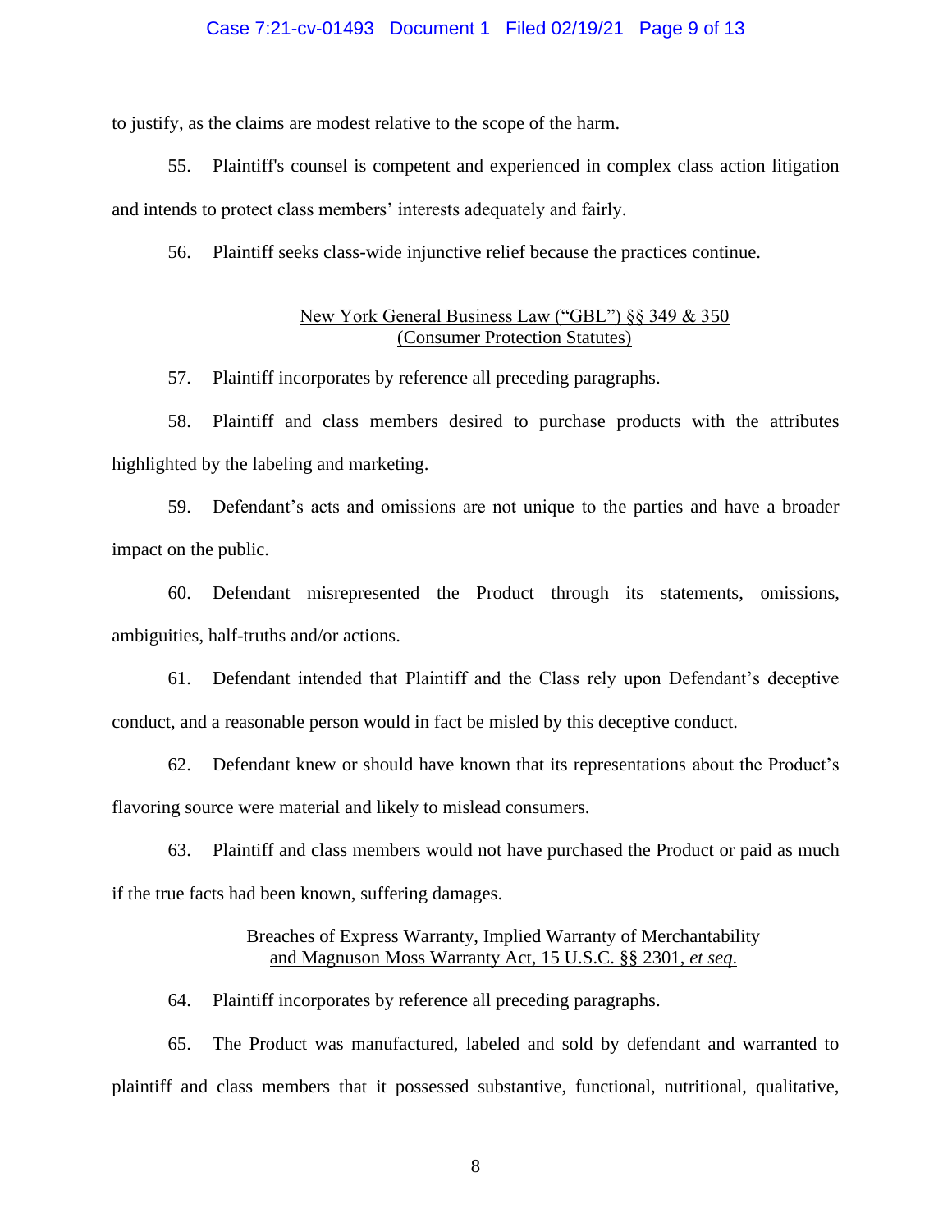to justify, as the claims are modest relative to the scope of the harm.

55. Plaintiff's counsel is competent and experienced in complex class action litigation and intends to protect class members' interests adequately and fairly.

56. Plaintiff seeks class-wide injunctive relief because the practices continue.

<u>New York General Business Law ("GBL") §§ 349 & 350</u>
<u>(Consumer Protection Statutes)</u>

57. Plaintiff incorporates by reference all preceding paragraphs.

58. Plaintiff and class members desired to purchase products with the attributes highlighted by the labeling and marketing.

59. Defendant's acts and omissions are not unique to the parties and have a broader impact on the public.

60. Defendant misrepresented the Product through its statements, omissions, ambiguities, half-truths and/or actions.

61. Defendant intended that Plaintiff and the Class rely upon Defendant's deceptive conduct, and a reasonable person would in fact be misled by this deceptive conduct.

62. Defendant knew or should have known that its representations about the Product's flavoring source were material and likely to mislead consumers.

63. Plaintiff and class members would not have purchased the Product or paid as much if the true facts had been known, suffering damages.

<u>Breaches of Express Warranty, Implied Warranty of Merchantability</u>
<u>and Magnuson Moss Warranty Act, 15 U.S.C. §§ 2301, *et seq*.</u>

64. Plaintiff incorporates by reference all preceding paragraphs.

65. The Product was manufactured, labeled and sold by defendant and warranted to plaintiff and class members that it possessed substantive, functional, nutritional, qualitative,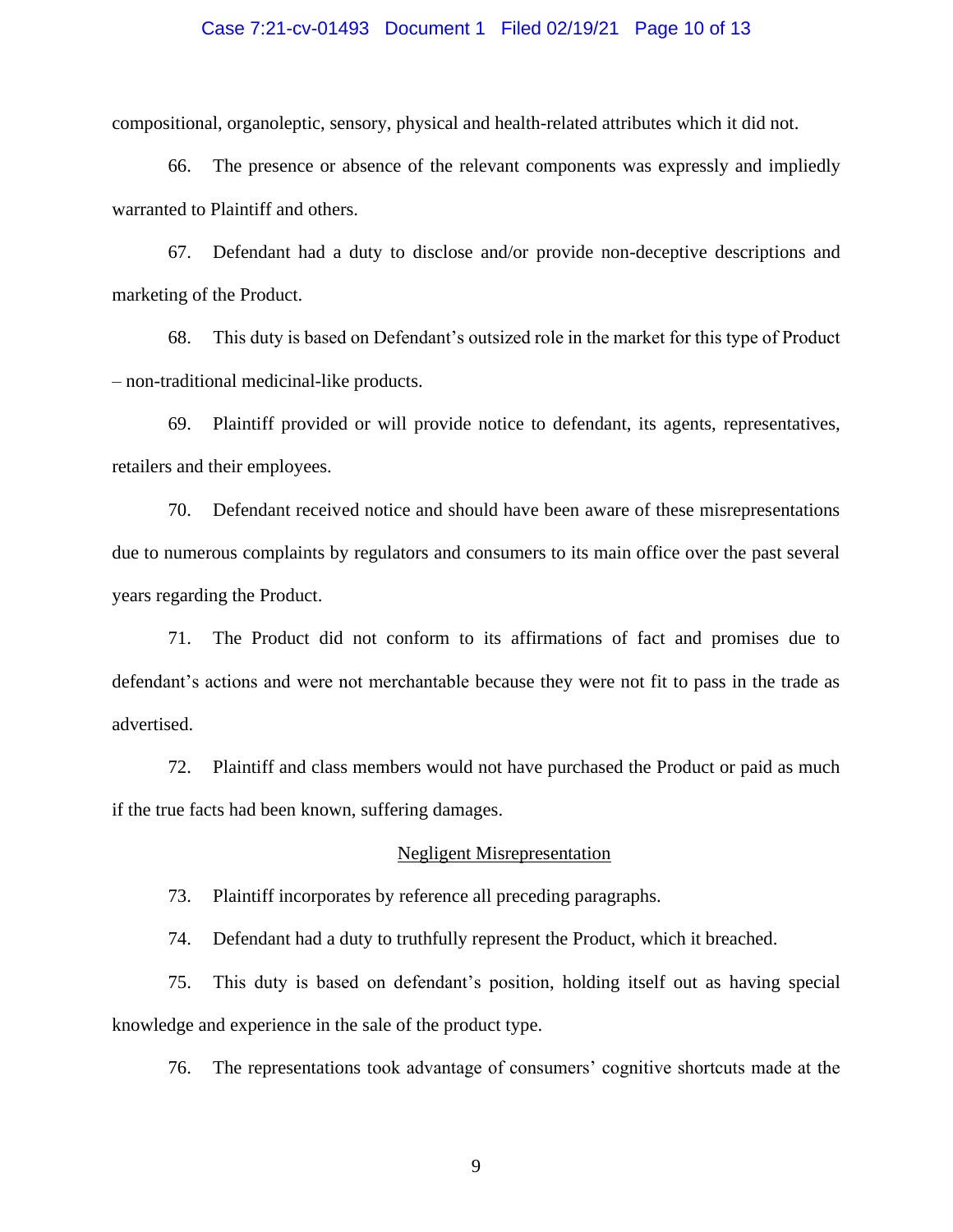compositional, organoleptic, sensory, physical and health-related attributes which it did not.

66. The presence or absence of the relevant components was expressly and impliedly warranted to Plaintiff and others.

67. Defendant had a duty to disclose and/or provide non-deceptive descriptions and marketing of the Product.

68. This duty is based on Defendant's outsized role in the market for this type of Product – non-traditional medicinal-like products.

69. Plaintiff provided or will provide notice to defendant, its agents, representatives, retailers and their employees.

70. Defendant received notice and should have been aware of these misrepresentations due to numerous complaints by regulators and consumers to its main office over the past several years regarding the Product.

71. The Product did not conform to its affirmations of fact and promises due to defendant's actions and were not merchantable because they were not fit to pass in the trade as advertised.

72. Plaintiff and class members would not have purchased the Product or paid as much if the true facts had been known, suffering damages.

<u>Negligent Misrepresentation</u>

73. Plaintiff incorporates by reference all preceding paragraphs.

74. Defendant had a duty to truthfully represent the Product, which it breached.

75. This duty is based on defendant's position, holding itself out as having special knowledge and experience in the sale of the product type.

76. The representations took advantage of consumers' cognitive shortcuts made at the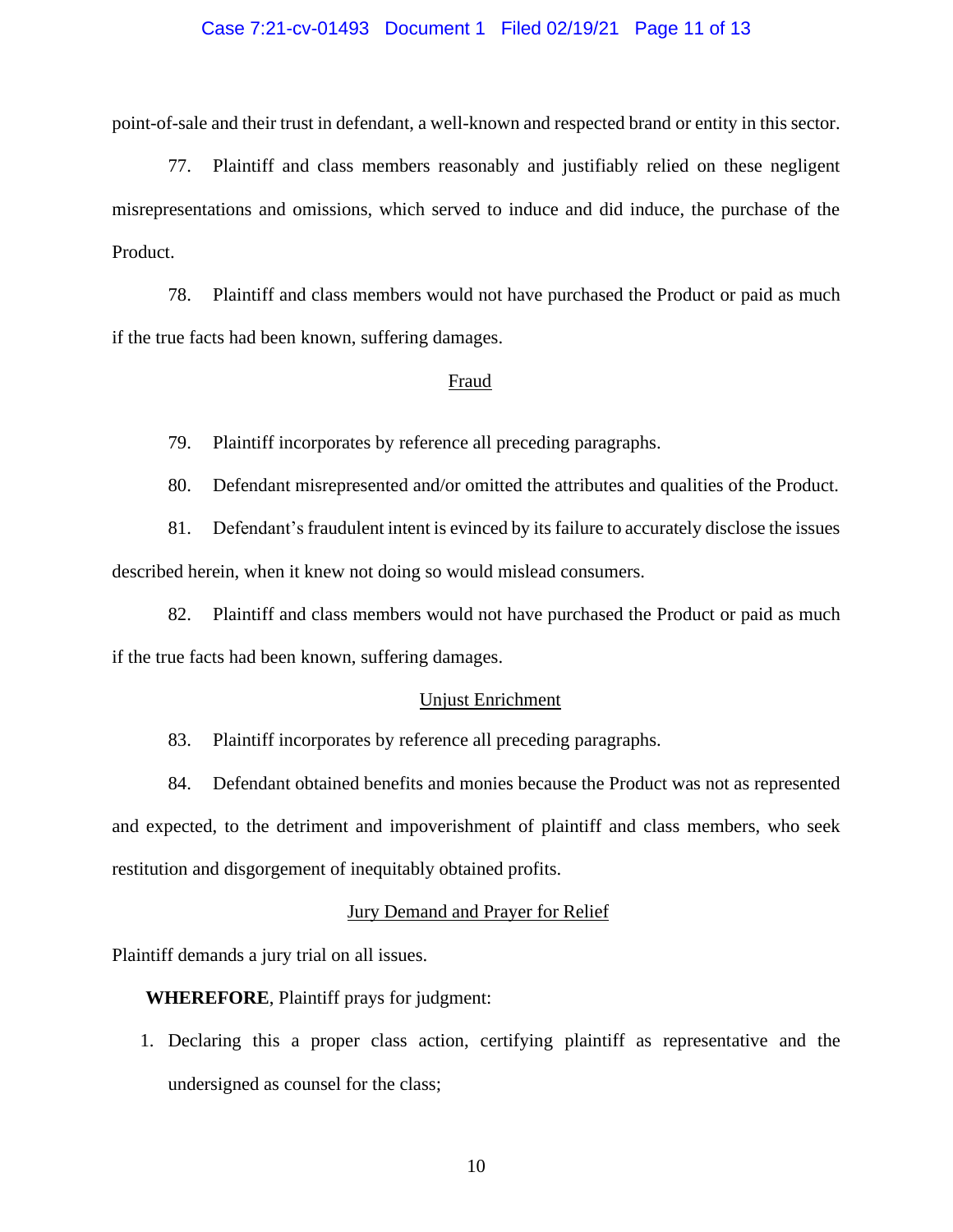point-of-sale and their trust in defendant, a well-known and respected brand or entity in this sector.

77. Plaintiff and class members reasonably and justifiably relied on these negligent misrepresentations and omissions, which served to induce and did induce, the purchase of the Product.

78. Plaintiff and class members would not have purchased the Product or paid as much if the true facts had been known, suffering damages.

<u>Fraud</u>

79. Plaintiff incorporates by reference all preceding paragraphs.

80. Defendant misrepresented and/or omitted the attributes and qualities of the Product.

81. Defendant's fraudulent intent is evinced by its failure to accurately disclose the issues described herein, when it knew not doing so would mislead consumers.

82. Plaintiff and class members would not have purchased the Product or paid as much if the true facts had been known, suffering damages.

<u>Unjust Enrichment</u>

83. Plaintiff incorporates by reference all preceding paragraphs.

84. Defendant obtained benefits and monies because the Product was not as represented and expected, to the detriment and impoverishment of plaintiff and class members, who seek restitution and disgorgement of inequitably obtained profits.

<u>Jury Demand and Prayer for Relief</u>

Plaintiff demands a jury trial on all issues.

**WHEREFORE**, Plaintiff prays for judgment:

1. Declaring this a proper class action, certifying plaintiff as representative and the undersigned as counsel for the class;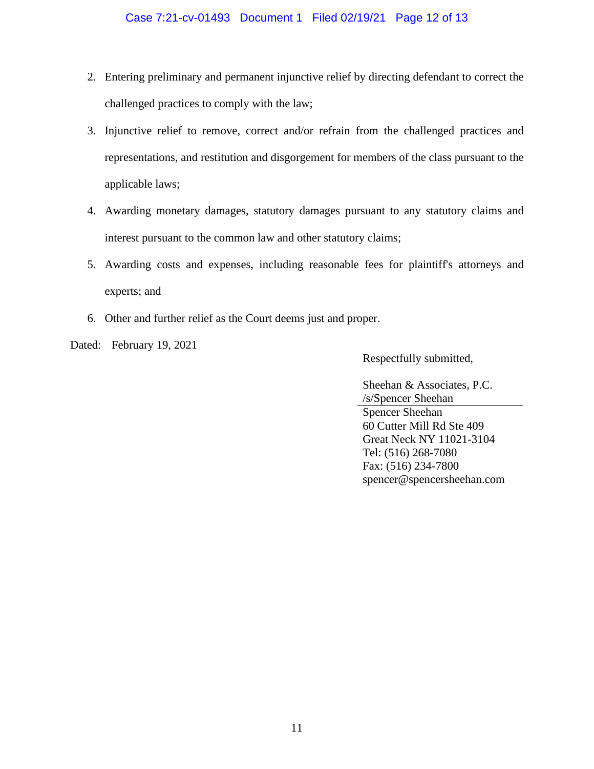2. Entering preliminary and permanent injunctive relief by directing defendant to correct the challenged practices to comply with the law;
3. Injunctive relief to remove, correct and/or refrain from the challenged practices and representations, and restitution and disgorgement for members of the class pursuant to the applicable laws;
4. Awarding monetary damages, statutory damages pursuant to any statutory claims and interest pursuant to the common law and other statutory claims;
5. Awarding costs and expenses, including reasonable fees for plaintiff's attorneys and experts; and
6. Other and further relief as the Court deems just and proper.

Dated: February 19, 2021

Respectfully submitted,

Sheehan & Associates, P.C.
/s/Spencer Sheehan

Spencer Sheehan
60 Cutter Mill Rd Ste 409
Great Neck NY 11021-3104
Tel: (516) 268-7080
Fax: (516) 234-7800
spencer@spencersheehan.com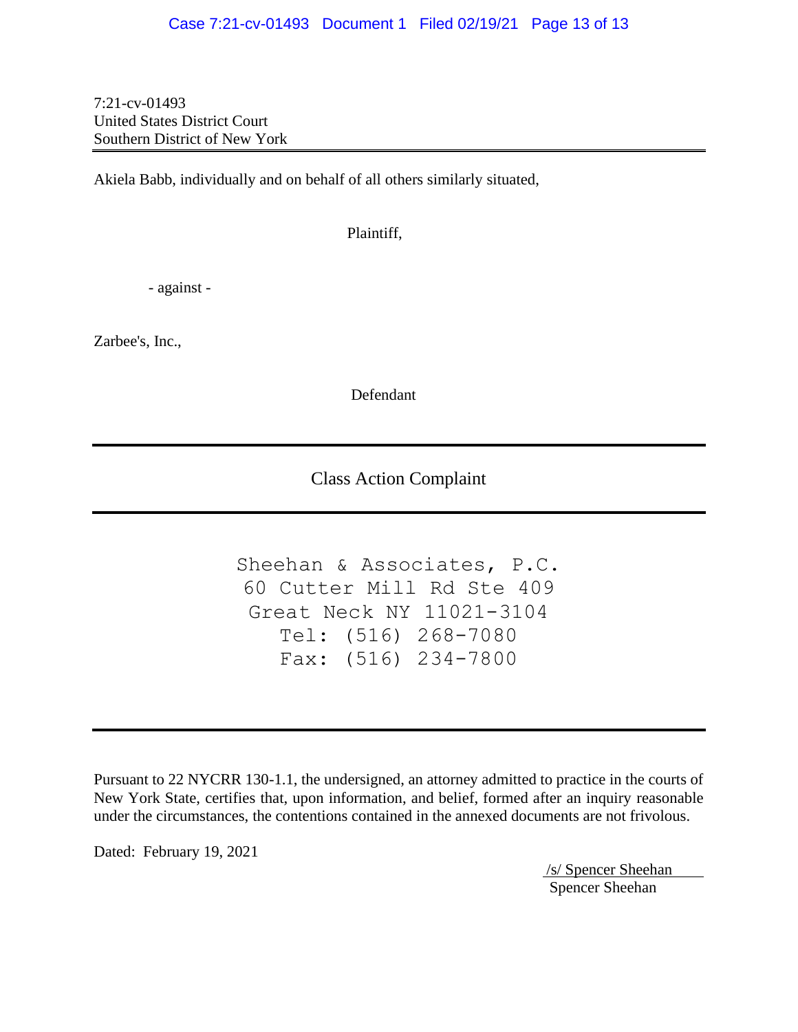7:21-cv-01493
United States District Court
Southern District of New York

---

Akiela Babb, individually and on behalf of all others similarly situated,

Plaintiff,

- against -

Zarbee's, Inc.,

Defendant

---

Class Action Complaint

---

Sheehan & Associates, P.C.
60 Cutter Mill Rd Ste 409
Great Neck NY 11021-3104
Tel: (516) 268-7080
Fax: (516) 234-7800

---

Pursuant to 22 NYCRR 130-1.1, the undersigned, an attorney admitted to practice in the courts of New York State, certifies that, upon information, and belief, formed after an inquiry reasonable under the circumstances, the contentions contained in the annexed documents are not frivolous.

Dated: February 19, 2021

/s/ Spencer Sheehan
Spencer Sheehan